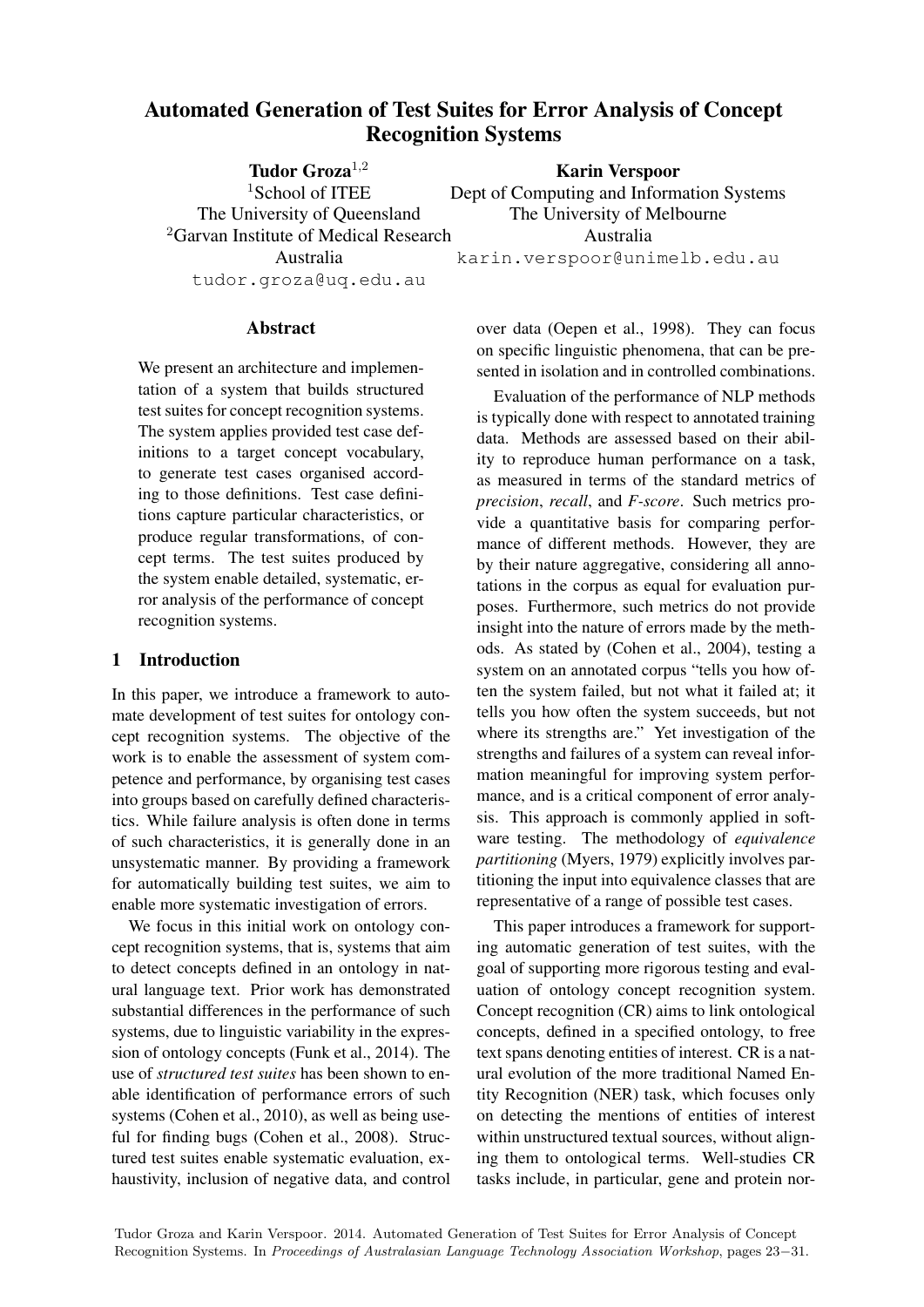# Automated Generation of Test Suites for Error Analysis of Concept Recognition Systems

**Tudor Groza**[1,2]
[1]School of ITEE
The University of Queensland
[2]Garvan Institute of Medical Research
Australia
tudor.groza@uq.edu.au

**Karin Verspoor**
Dept of Computing and Information Systems
The University of Melbourne
Australia
karin.verspoor@unimelb.edu.au

## Abstract

We present an architecture and implementation of a system that builds structured test suites for concept recognition systems. The system applies provided test case definitions to a target concept vocabulary, to generate test cases organised according to those definitions. Test case definitions capture particular characteristics, or produce regular transformations, of concept terms. The test suites produced by the system enable detailed, systematic, error analysis of the performance of concept recognition systems.

## 1 Introduction

In this paper, we introduce a framework to automate development of test suites for ontology concept recognition systems. The objective of the work is to enable the assessment of system competence and performance, by organising test cases into groups based on carefully defined characteristics. While failure analysis is often done in terms of such characteristics, it is generally done in an unsystematic manner. By providing a framework for automatically building test suites, we aim to enable more systematic investigation of errors.

We focus in this initial work on ontology concept recognition systems, that is, systems that aim to detect concepts defined in an ontology in natural language text. Prior work has demonstrated substantial differences in the performance of such systems, due to linguistic variability in the expression of ontology concepts (Funk et al., 2014). The use of *structured test suites* has been shown to enable identification of performance errors of such systems (Cohen et al., 2010), as well as being useful for finding bugs (Cohen et al., 2008). Structured test suites enable systematic evaluation, exhaustivity, inclusion of negative data, and control over data (Oepen et al., 1998). They can focus on specific linguistic phenomena, that can be presented in isolation and in controlled combinations.

Evaluation of the performance of NLP methods is typically done with respect to annotated training data. Methods are assessed based on their ability to reproduce human performance on a task, as measured in terms of the standard metrics of *precision*, *recall*, and *F-score*. Such metrics provide a quantitative basis for comparing performance of different methods. However, they are by their nature aggregative, considering all annotations in the corpus as equal for evaluation purposes. Furthermore, such metrics do not provide insight into the nature of errors made by the methods. As stated by (Cohen et al., 2004), testing a system on an annotated corpus "tells you how often the system failed, but not what it failed at; it tells you how often the system succeeds, but not where its strengths are." Yet investigation of the strengths and failures of a system can reveal information meaningful for improving system performance, and is a critical component of error analysis. This approach is commonly applied in software testing. The methodology of *equivalence partitioning* (Myers, 1979) explicitly involves partitioning the input into equivalence classes that are representative of a range of possible test cases.

This paper introduces a framework for supporting automatic generation of test suites, with the goal of supporting more rigorous testing and evaluation of ontology concept recognition system. Concept recognition (CR) aims to link ontological concepts, defined in a specified ontology, to free text spans denoting entities of interest. CR is a natural evolution of the more traditional Named Entity Recognition (NER) task, which focuses only on detecting the mentions of entities of interest within unstructured textual sources, without aligning them to ontological terms. Well-studies CR tasks include, in particular, gene and protein nor-

Tudor Groza and Karin Verspoor. 2014. Automated Generation of Test Suites for Error Analysis of Concept Recognition Systems. In *Proceedings of Australasian Language Technology Association Workshop*, pages 23−31.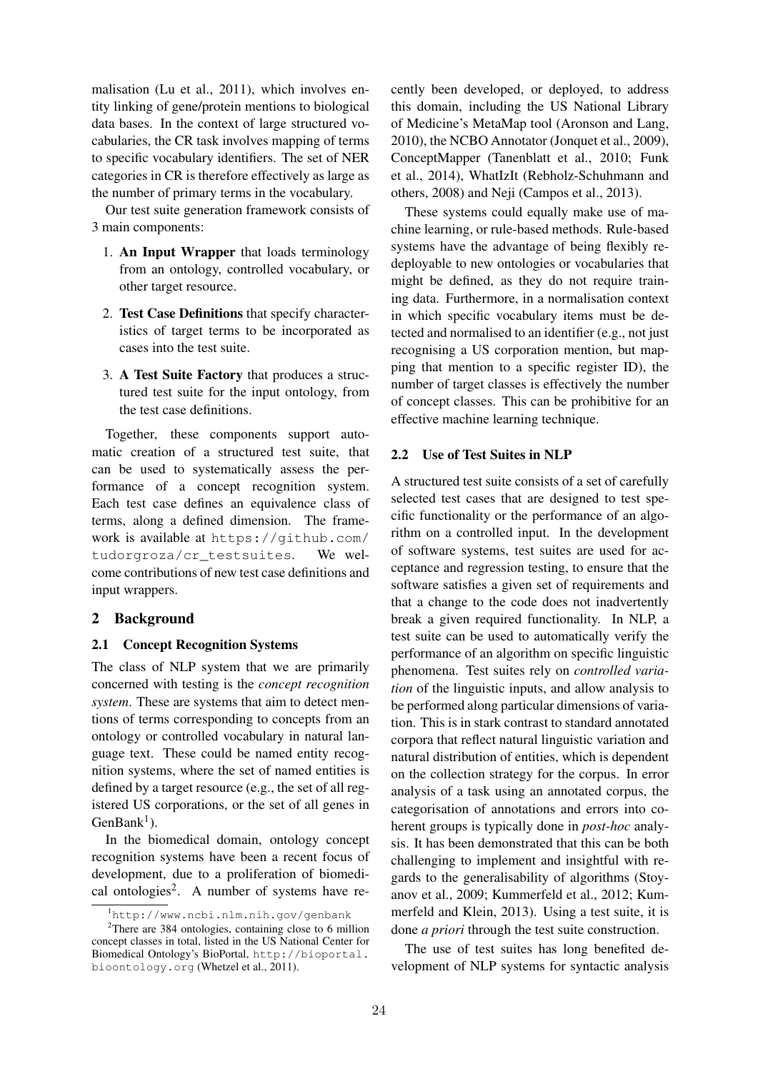malisation (Lu et al., 2011), which involves entity linking of gene/protein mentions to biological data bases. In the context of large structured vocabularies, the CR task involves mapping of terms to specific vocabulary identifiers. The set of NER categories in CR is therefore effectively as large as the number of primary terms in the vocabulary.

Our test suite generation framework consists of 3 main components:

1. **An Input Wrapper** that loads terminology from an ontology, controlled vocabulary, or other target resource.
2. **Test Case Definitions** that specify characteristics of target terms to be incorporated as cases into the test suite.
3. **A Test Suite Factory** that produces a structured test suite for the input ontology, from the test case definitions.

Together, these components support automatic creation of a structured test suite, that can be used to systematically assess the performance of a concept recognition system. Each test case defines an equivalence class of terms, along a defined dimension. The framework is available at `https://github.com/tudorgroza/cr_testsuites`. We welcome contributions of new test case definitions and input wrappers.

## 2 Background

### 2.1 Concept Recognition Systems

The class of NLP system that we are primarily concerned with testing is the *concept recognition system*. These are systems that aim to detect mentions of terms corresponding to concepts from an ontology or controlled vocabulary in natural language text. These could be named entity recognition systems, where the set of named entities is defined by a target resource (e.g., the set of all registered US corporations, or the set of all genes in GenBank[1]).

In the biomedical domain, ontology concept recognition systems have been a recent focus of development, due to a proliferation of biomedical ontologies[2]. A number of systems have recently been developed, or deployed, to address this domain, including the US National Library of Medicine's MetaMap tool (Aronson and Lang, 2010), the NCBO Annotator (Jonquet et al., 2009), ConceptMapper (Tanenblatt et al., 2010; Funk et al., 2014), WhatIzIt (Rebholz-Schuhmann and others, 2008) and Neji (Campos et al., 2013).

These systems could equally make use of machine learning, or rule-based methods. Rule-based systems have the advantage of being flexibly redeployable to new ontologies or vocabularies that might be defined, as they do not require training data. Furthermore, in a normalisation context in which specific vocabulary items must be detected and normalised to an identifier (e.g., not just recognising a US corporation mention, but mapping that mention to a specific register ID), the number of target classes is effectively the number of concept classes. This can be prohibitive for an effective machine learning technique.

### 2.2 Use of Test Suites in NLP

A structured test suite consists of a set of carefully selected test cases that are designed to test specific functionality or the performance of an algorithm on a controlled input. In the development of software systems, test suites are used for acceptance and regression testing, to ensure that the software satisfies a given set of requirements and that a change to the code does not inadvertently break a given required functionality. In NLP, a test suite can be used to automatically verify the performance of an algorithm on specific linguistic phenomena. Test suites rely on *controlled variation* of the linguistic inputs, and allow analysis to be performed along particular dimensions of variation. This is in stark contrast to standard annotated corpora that reflect natural linguistic variation and natural distribution of entities, which is dependent on the collection strategy for the corpus. In error analysis of a task using an annotated corpus, the categorisation of annotations and errors into coherent groups is typically done in *post-hoc* analysis. It has been demonstrated that this can be both challenging to implement and insightful with regards to the generalisability of algorithms (Stoyanov et al., 2009; Kummerfeld et al., 2012; Kummerfeld and Klein, 2013). Using a test suite, it is done *a priori* through the test suite construction.

The use of test suites has long benefited development of NLP systems for syntactic analysis

[1] `http://www.ncbi.nlm.nih.gov/genbank`

[2] There are 384 ontologies, containing close to 6 million concept classes in total, listed in the US National Center for Biomedical Ontology's BioPortal, `http://bioportal.bioontology.org` (Whetzel et al., 2011).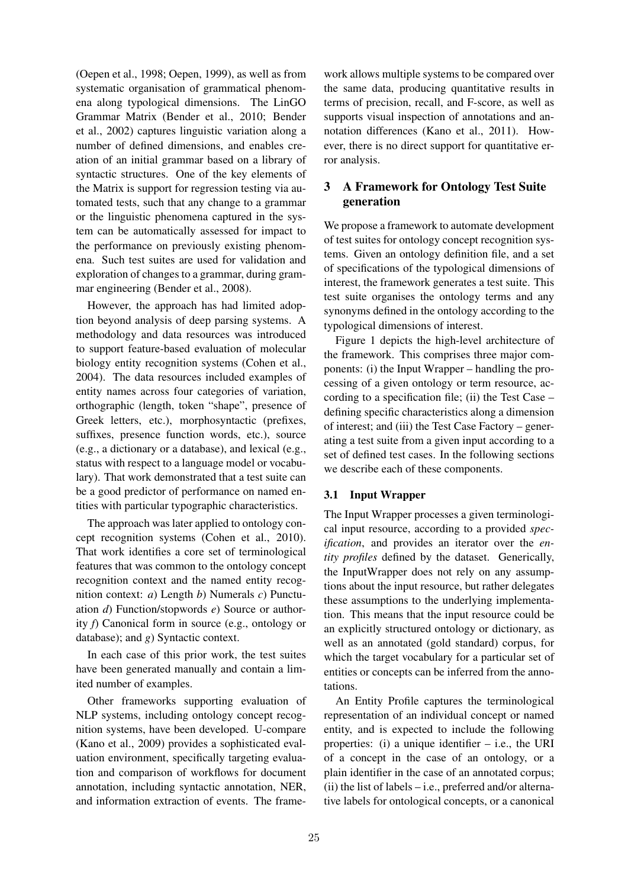(Oepen et al., 1998; Oepen, 1999), as well as from systematic organisation of grammatical phenomena along typological dimensions. The LinGO Grammar Matrix (Bender et al., 2010; Bender et al., 2002) captures linguistic variation along a number of defined dimensions, and enables creation of an initial grammar based on a library of syntactic structures. One of the key elements of the Matrix is support for regression testing via automated tests, such that any change to a grammar or the linguistic phenomena captured in the system can be automatically assessed for impact to the performance on previously existing phenomena. Such test suites are used for validation and exploration of changes to a grammar, during grammar engineering (Bender et al., 2008).

However, the approach has had limited adoption beyond analysis of deep parsing systems. A methodology and data resources was introduced to support feature-based evaluation of molecular biology entity recognition systems (Cohen et al., 2004). The data resources included examples of entity names across four categories of variation, orthographic (length, token "shape", presence of Greek letters, etc.), morphosyntactic (prefixes, suffixes, presence function words, etc.), source (e.g., a dictionary or a database), and lexical (e.g., status with respect to a language model or vocabulary). That work demonstrated that a test suite can be a good predictor of performance on named entities with particular typographic characteristics.

The approach was later applied to ontology concept recognition systems (Cohen et al., 2010). That work identifies a core set of terminological features that was common to the ontology concept recognition context and the named entity recognition context: *a*) Length *b*) Numerals *c*) Punctuation *d*) Function/stopwords *e*) Source or authority *f*) Canonical form in source (e.g., ontology or database); and *g*) Syntactic context.

In each case of this prior work, the test suites have been generated manually and contain a limited number of examples.

Other frameworks supporting evaluation of NLP systems, including ontology concept recognition systems, have been developed. U-compare (Kano et al., 2009) provides a sophisticated evaluation environment, specifically targeting evaluation and comparison of workflows for document annotation, including syntactic annotation, NER, and information extraction of events. The framework allows multiple systems to be compared over the same data, producing quantitative results in terms of precision, recall, and F-score, as well as supports visual inspection of annotations and annotation differences (Kano et al., 2011). However, there is no direct support for quantitative error analysis.

## 3 A Framework for Ontology Test Suite generation

We propose a framework to automate development of test suites for ontology concept recognition systems. Given an ontology definition file, and a set of specifications of the typological dimensions of interest, the framework generates a test suite. This test suite organises the ontology terms and any synonyms defined in the ontology according to the typological dimensions of interest.

Figure 1 depicts the high-level architecture of the framework. This comprises three major components: (i) the Input Wrapper – handling the processing of a given ontology or term resource, according to a specification file; (ii) the Test Case – defining specific characteristics along a dimension of interest; and (iii) the Test Case Factory – generating a test suite from a given input according to a set of defined test cases. In the following sections we describe each of these components.

### 3.1 Input Wrapper

The Input Wrapper processes a given terminological input resource, according to a provided *specification*, and provides an iterator over the *entity profiles* defined by the dataset. Generically, the InputWrapper does not rely on any assumptions about the input resource, but rather delegates these assumptions to the underlying implementation. This means that the input resource could be an explicitly structured ontology or dictionary, as well as an annotated (gold standard) corpus, for which the target vocabulary for a particular set of entities or concepts can be inferred from the annotations.

An Entity Profile captures the terminological representation of an individual concept or named entity, and is expected to include the following properties: (i) a unique identifier – i.e., the URI of a concept in the case of an ontology, or a plain identifier in the case of an annotated corpus; (ii) the list of labels – i.e., preferred and/or alternative labels for ontological concepts, or a canonical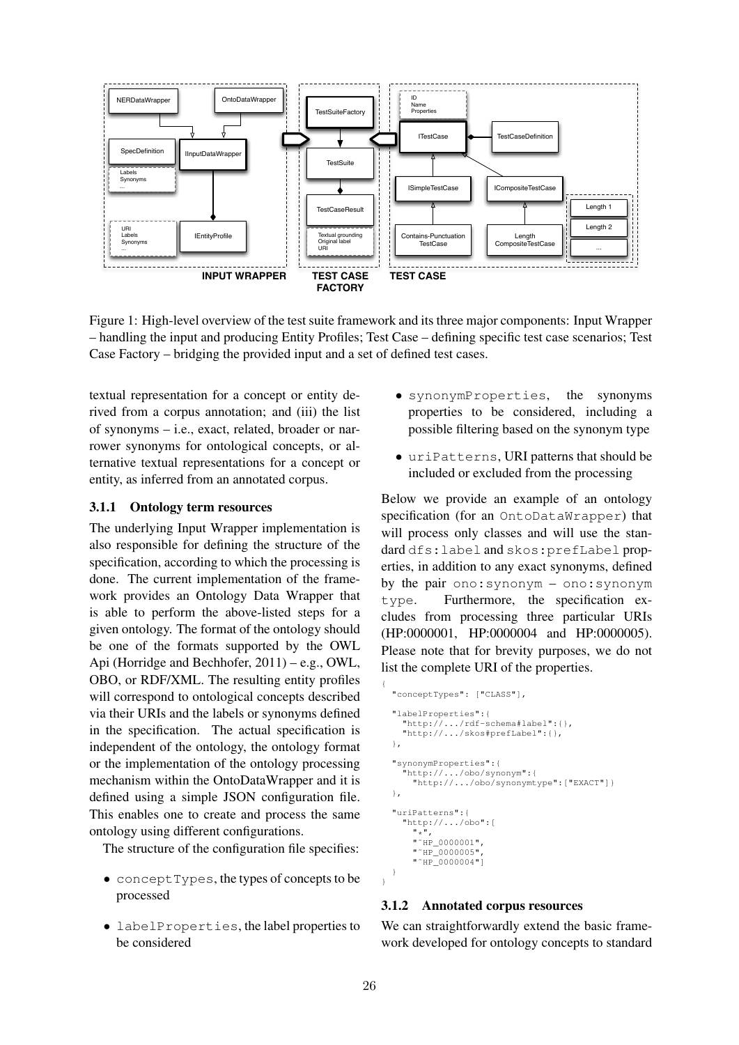Figure 1: High-level overview of the test suite framework and its three major components: Input Wrapper – handling the input and producing Entity Profiles; Test Case – defining specific test case scenarios; Test Case Factory – bridging the provided input and a set of defined test cases.

textual representation for a concept or entity derived from a corpus annotation; and (iii) the list of synonyms – i.e., exact, related, broader or narrower synonyms for ontological concepts, or alternative textual representations for a concept or entity, as inferred from an annotated corpus.

#### 3.1.1 Ontology term resources

The underlying Input Wrapper implementation is also responsible for defining the structure of the specification, according to which the processing is done. The current implementation of the framework provides an Ontology Data Wrapper that is able to perform the above-listed steps for a given ontology. The format of the ontology should be one of the formats supported by the OWL Api (Horridge and Bechhofer, 2011) – e.g., OWL, OBO, or RDF/XML. The resulting entity profiles will correspond to ontological concepts described via their URIs and the labels or synonyms defined in the specification. The actual specification is independent of the ontology, the ontology format or the implementation of the ontology processing mechanism within the OntoDataWrapper and it is defined using a simple JSON configuration file. This enables one to create and process the same ontology using different configurations.

The structure of the configuration file specifies:

- `conceptTypes`, the types of concepts to be processed
- `labelProperties`, the label properties to be considered
- `synonymProperties`, the synonyms properties to be considered, including a possible filtering based on the synonym type
- `uriPatterns`, URI patterns that should be included or excluded from the processing

Below we provide an example of an ontology specification (for an `OntoDataWrapper`) that will process only classes and will use the standard `dfs:label` and `skos:prefLabel` properties, in addition to any exact synonyms, defined by the pair `ono:synonym` – `ono:synonym type`. Furthermore, the specification excludes from processing three particular URIs (HP:0000001, HP:0000004 and HP:0000005). Please note that for brevity purposes, we do not list the complete URI of the properties.

```
{
  "conceptTypes": ["CLASS"],

  "labelProperties":{
    "http://.../rdf-schema#label":{},
    "http://.../skos#prefLabel":{},
  },

  "synonymProperties":{
    "http://.../obo/synonym":{
      "http://.../obo/synonymtype":["EXACT"]}
  },

  "uriPatterns":{
    "http://.../obo":[
      "*",
      "^HP_0000001",
      "^HP_0000005",
      "^HP_0000004"]
  }
}
```

#### 3.1.2 Annotated corpus resources

We can straightforwardly extend the basic framework developed for ontology concepts to standard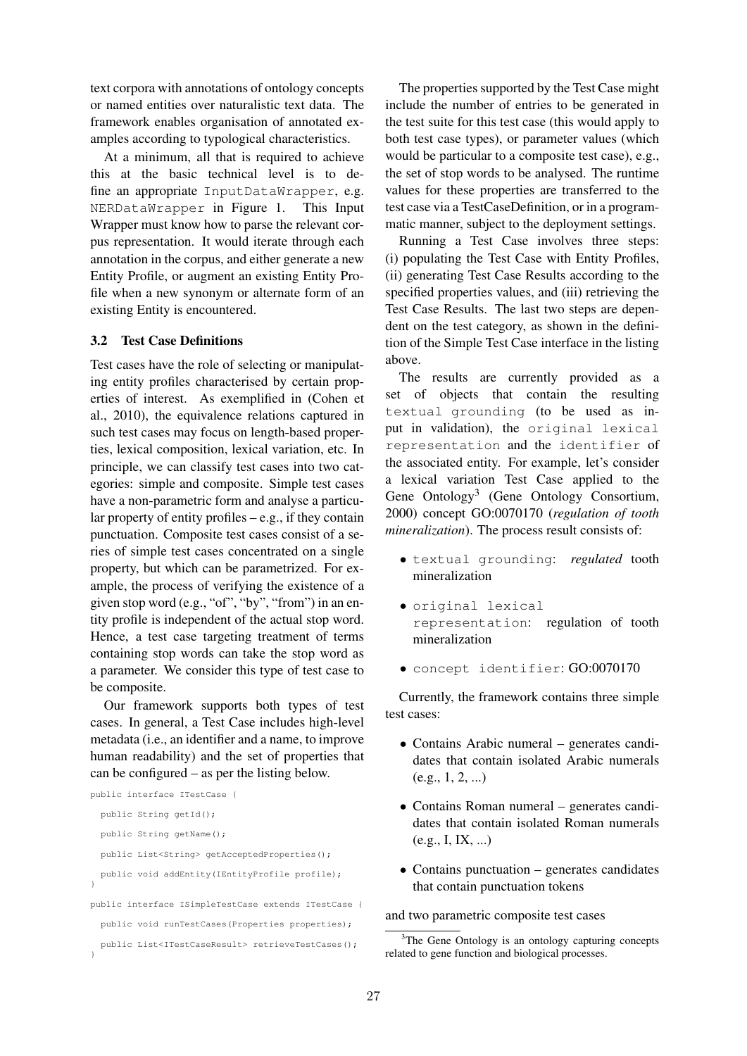text corpora with annotations of ontology concepts or named entities over naturalistic text data. The framework enables organisation of annotated examples according to typological characteristics.

At a minimum, all that is required to achieve this at the basic technical level is to define an appropriate `InputDataWrapper`, e.g. `NERDataWrapper` in Figure 1. This Input Wrapper must know how to parse the relevant corpus representation. It would iterate through each annotation in the corpus, and either generate a new Entity Profile, or augment an existing Entity Profile when a new synonym or alternate form of an existing Entity is encountered.

### 3.2 Test Case Definitions

Test cases have the role of selecting or manipulating entity profiles characterised by certain properties of interest. As exemplified in (Cohen et al., 2010), the equivalence relations captured in such test cases may focus on length-based properties, lexical composition, lexical variation, etc. In principle, we can classify test cases into two categories: simple and composite. Simple test cases have a non-parametric form and analyse a particular property of entity profiles – e.g., if they contain punctuation. Composite test cases consist of a series of simple test cases concentrated on a single property, but which can be parametrized. For example, the process of verifying the existence of a given stop word (e.g., "of", "by", "from") in an entity profile is independent of the actual stop word. Hence, a test case targeting treatment of terms containing stop words can take the stop word as a parameter. We consider this type of test case to be composite.

Our framework supports both types of test cases. In general, a Test Case includes high-level metadata (i.e., an identifier and a name, to improve human readability) and the set of properties that can be configured – as per the listing below.

```
public interface ITestCase {
  public String getId();
  public String getName();
  public List<String> getAcceptedProperties();
  public void addEntity(IEntityProfile profile);
}
public interface ISimpleTestCase extends ITestCase {
  public void runTestCases(Properties properties);
  public List<ITestCaseResult> retrieveTestCases();
}
```

The properties supported by the Test Case might include the number of entries to be generated in the test suite for this test case (this would apply to both test case types), or parameter values (which would be particular to a composite test case), e.g., the set of stop words to be analysed. The runtime values for these properties are transferred to the test case via a TestCaseDefinition, or in a programmatic manner, subject to the deployment settings.

Running a Test Case involves three steps: (i) populating the Test Case with Entity Profiles, (ii) generating Test Case Results according to the specified properties values, and (iii) retrieving the Test Case Results. The last two steps are dependent on the test category, as shown in the definition of the Simple Test Case interface in the listing above.

The results are currently provided as a set of objects that contain the resulting `textual grounding` (to be used as input in validation), the `original lexical representation` and the `identifier` of the associated entity. For example, let's consider a lexical variation Test Case applied to the Gene Ontology[3] (Gene Ontology Consortium, 2000) concept GO:0070170 (*regulation of tooth mineralization*). The process result consists of:

- `textual grounding`: *regulated* tooth mineralization
- `original lexical representation`: regulation of tooth mineralization
- `concept identifier`: GO:0070170

Currently, the framework contains three simple test cases:

- Contains Arabic numeral – generates candidates that contain isolated Arabic numerals (e.g., 1, 2, ...)
- Contains Roman numeral – generates candidates that contain isolated Roman numerals (e.g., I, IX, ...)
- Contains punctuation – generates candidates that contain punctuation tokens

and two parametric composite test cases

[3]The Gene Ontology is an ontology capturing concepts related to gene function and biological processes.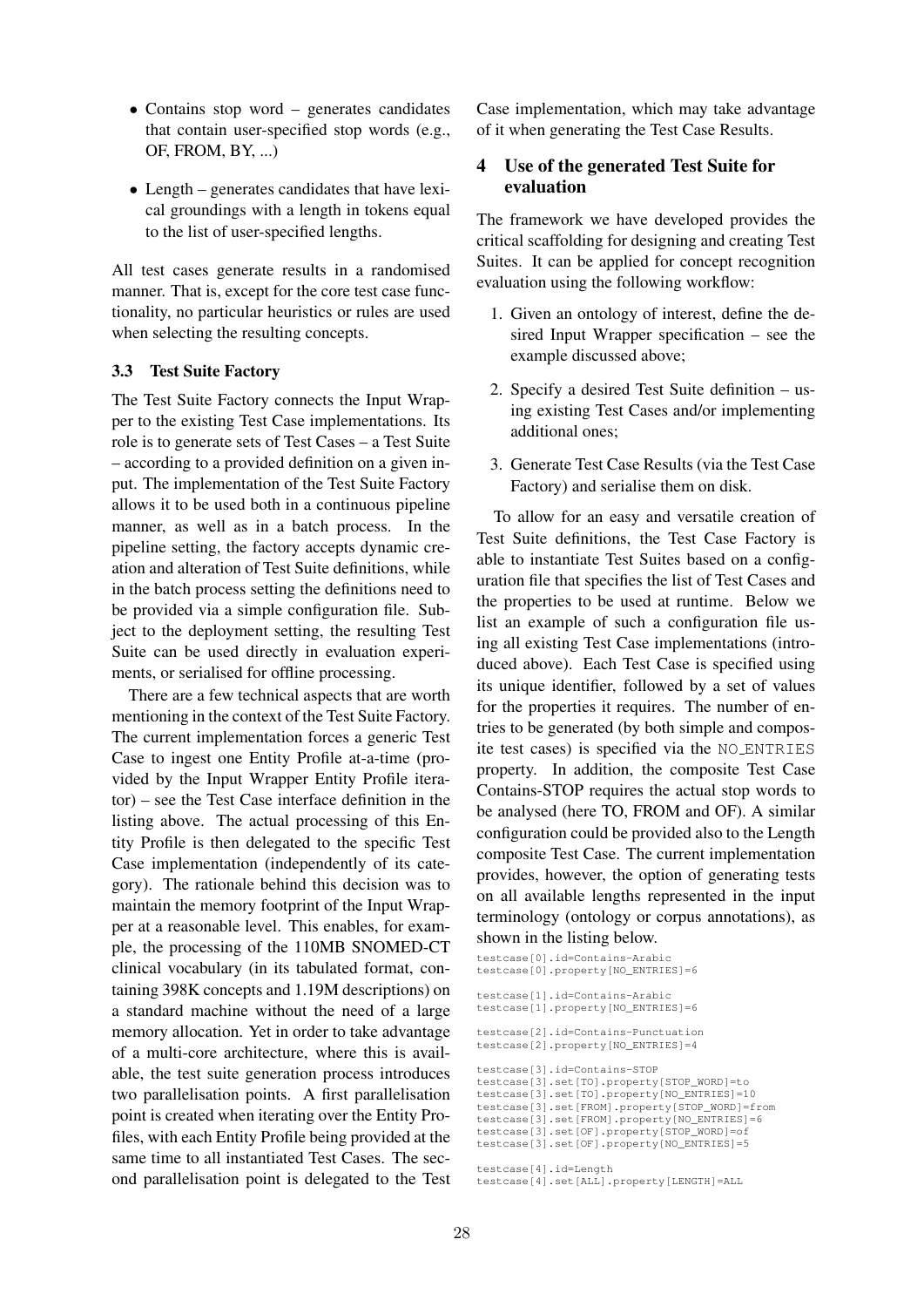- Contains stop word – generates candidates that contain user-specified stop words (e.g., OF, FROM, BY, ...)
- Length – generates candidates that have lexical groundings with a length in tokens equal to the list of user-specified lengths.

All test cases generate results in a randomised manner. That is, except for the core test case functionality, no particular heuristics or rules are used when selecting the resulting concepts.

### 3.3 Test Suite Factory

The Test Suite Factory connects the Input Wrapper to the existing Test Case implementations. Its role is to generate sets of Test Cases – a Test Suite – according to a provided definition on a given input. The implementation of the Test Suite Factory allows it to be used both in a continuous pipeline manner, as well as in a batch process. In the pipeline setting, the factory accepts dynamic creation and alteration of Test Suite definitions, while in the batch process setting the definitions need to be provided via a simple configuration file. Subject to the deployment setting, the resulting Test Suite can be used directly in evaluation experiments, or serialised for offline processing.

There are a few technical aspects that are worth mentioning in the context of the Test Suite Factory. The current implementation forces a generic Test Case to ingest one Entity Profile at-a-time (provided by the Input Wrapper Entity Profile iterator) – see the Test Case interface definition in the listing above. The actual processing of this Entity Profile is then delegated to the specific Test Case implementation (independently of its category). The rationale behind this decision was to maintain the memory footprint of the Input Wrapper at a reasonable level. This enables, for example, the processing of the 110MB SNOMED-CT clinical vocabulary (in its tabulated format, containing 398K concepts and 1.19M descriptions) on a standard machine without the need of a large memory allocation. Yet in order to take advantage of a multi-core architecture, where this is available, the test suite generation process introduces two parallelisation points. A first parallelisation point is created when iterating over the Entity Profiles, with each Entity Profile being provided at the same time to all instantiated Test Cases. The second parallelisation point is delegated to the Test Case implementation, which may take advantage of it when generating the Test Case Results.

## 4 Use of the generated Test Suite for evaluation

The framework we have developed provides the critical scaffolding for designing and creating Test Suites. It can be applied for concept recognition evaluation using the following workflow:

1. Given an ontology of interest, define the desired Input Wrapper specification – see the example discussed above;
2. Specify a desired Test Suite definition – using existing Test Cases and/or implementing additional ones;
3. Generate Test Case Results (via the Test Case Factory) and serialise them on disk.

To allow for an easy and versatile creation of Test Suite definitions, the Test Case Factory is able to instantiate Test Suites based on a configuration file that specifies the list of Test Cases and the properties to be used at runtime. Below we list an example of such a configuration file using all existing Test Case implementations (introduced above). Each Test Case is specified using its unique identifier, followed by a set of values for the properties it requires. The number of entries to be generated (by both simple and composite test cases) is specified via the NO_ENTRIES property. In addition, the composite Test Case Contains-STOP requires the actual stop words to be analysed (here TO, FROM and OF). A similar configuration could be provided also to the Length composite Test Case. The current implementation provides, however, the option of generating tests on all available lengths represented in the input terminology (ontology or corpus annotations), as shown in the listing below.

```
testcase[0].id=Contains-Arabic
testcase[0].property[NO_ENTRIES]=6

testcase[1].id=Contains-Arabic
testcase[1].property[NO_ENTRIES]=6

testcase[2].id=Contains-Punctuation
testcase[2].property[NO_ENTRIES]=4

testcase[3].id=Contains-STOP
testcase[3].set[TO].property[STOP_WORD]=to
testcase[3].set[TO].property[NO_ENTRIES]=10
testcase[3].set[FROM].property[STOP_WORD]=from
testcase[3].set[FROM].property[NO_ENTRIES]=6
testcase[3].set[OF].property[STOP_WORD]=of
testcase[3].set[OF].property[NO_ENTRIES]=5

testcase[4].id=Length
testcase[4].set[ALL].property[LENGTH]=ALL
```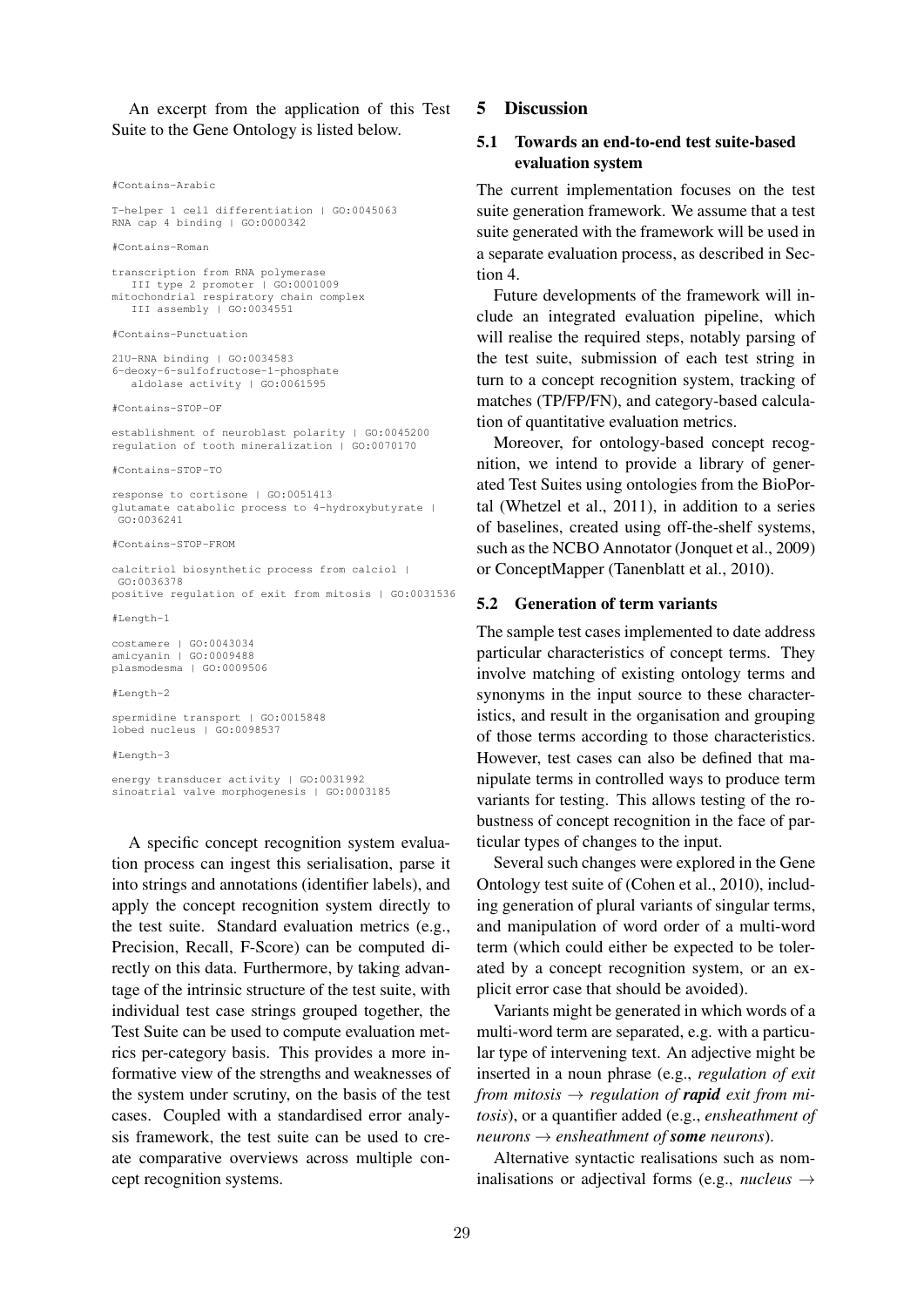An excerpt from the application of this Test Suite to the Gene Ontology is listed below.

```
#Contains-Arabic

T-helper 1 cell differentiation | GO:0045063
RNA cap 4 binding | GO:0000342

#Contains-Roman

transcription from RNA polymerase
   III type 2 promoter | GO:0001009
mitochondrial respiratory chain complex
   III assembly | GO:0034551

#Contains-Punctuation

21U-RNA binding | GO:0034583
6-deoxy-6-sulfofructose-1-phosphate
   aldolase activity | GO:0061595

#Contains-STOP-OF

establishment of neuroblast polarity | GO:0045200
regulation of tooth mineralization | GO:0070170

#Contains-STOP-TO

response to cortisone | GO:0051413
glutamate catabolic process to 4-hydroxybutyrate |
 GO:0036241

#Contains-STOP-FROM

calcitriol biosynthetic process from calciol |
 GO:0036378
positive regulation of exit from mitosis | GO:0031536

#Length-1

costamere | GO:0043034
amicyanin | GO:0009488
plasmodesma | GO:0009506

#Length-2

spermidine transport | GO:0015848
lobed nucleus | GO:0098537

#Length-3

energy transducer activity | GO:0031992
sinoatrial valve morphogenesis | GO:0003185
```

A specific concept recognition system evaluation process can ingest this serialisation, parse it into strings and annotations (identifier labels), and apply the concept recognition system directly to the test suite. Standard evaluation metrics (e.g., Precision, Recall, F-Score) can be computed directly on this data. Furthermore, by taking advantage of the intrinsic structure of the test suite, with individual test case strings grouped together, the Test Suite can be used to compute evaluation metrics per-category basis. This provides a more informative view of the strengths and weaknesses of the system under scrutiny, on the basis of the test cases. Coupled with a standardised error analysis framework, the test suite can be used to create comparative overviews across multiple concept recognition systems.

## 5 Discussion

### 5.1 Towards an end-to-end test suite-based evaluation system

The current implementation focuses on the test suite generation framework. We assume that a test suite generated with the framework will be used in a separate evaluation process, as described in Section 4.

Future developments of the framework will include an integrated evaluation pipeline, which will realise the required steps, notably parsing of the test suite, submission of each test string in turn to a concept recognition system, tracking of matches (TP/FP/FN), and category-based calculation of quantitative evaluation metrics.

Moreover, for ontology-based concept recognition, we intend to provide a library of generated Test Suites using ontologies from the BioPortal (Whetzel et al., 2011), in addition to a series of baselines, created using off-the-shelf systems, such as the NCBO Annotator (Jonquet et al., 2009) or ConceptMapper (Tanenblatt et al., 2010).

### 5.2 Generation of term variants

The sample test cases implemented to date address particular characteristics of concept terms. They involve matching of existing ontology terms and synonyms in the input source to these characteristics, and result in the organisation and grouping of those terms according to those characteristics. However, test cases can also be defined that manipulate terms in controlled ways to produce term variants for testing. This allows testing of the robustness of concept recognition in the face of particular types of changes to the input.

Several such changes were explored in the Gene Ontology test suite of (Cohen et al., 2010), including generation of plural variants of singular terms, and manipulation of word order of a multi-word term (which could either be expected to be tolerated by a concept recognition system, or an explicit error case that should be avoided).

Variants might be generated in which words of a multi-word term are separated, e.g. with a particular type of intervening text. An adjective might be inserted in a noun phrase (e.g., *regulation of exit from mitosis* → *regulation of **rapid** exit from mitosis*), or a quantifier added (e.g., *ensheathment of neurons* → *ensheathment of **some** neurons*).

Alternative syntactic realisations such as nominalisations or adjectival forms (e.g., *nucleus* →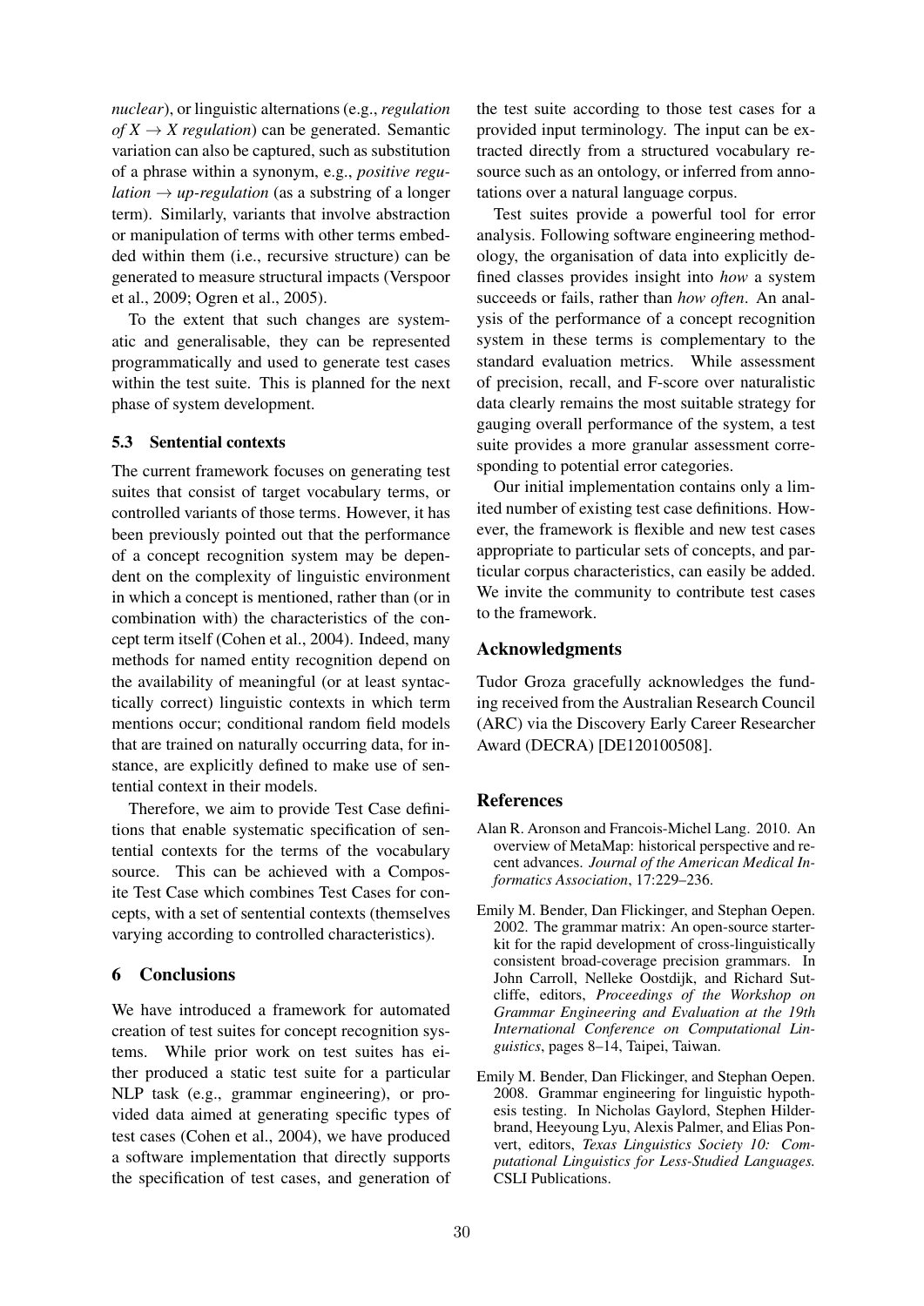*nuclear*), or linguistic alternations (e.g., *regulation of X → X regulation*) can be generated. Semantic variation can also be captured, such as substitution of a phrase within a synonym, e.g., *positive regulation → up-regulation* (as a substring of a longer term). Similarly, variants that involve abstraction or manipulation of terms with other terms embedded within them (i.e., recursive structure) can be generated to measure structural impacts (Verspoor et al., 2009; Ogren et al., 2005).

To the extent that such changes are systematic and generalisable, they can be represented programmatically and used to generate test cases within the test suite. This is planned for the next phase of system development.

### 5.3 Sentential contexts

The current framework focuses on generating test suites that consist of target vocabulary terms, or controlled variants of those terms. However, it has been previously pointed out that the performance of a concept recognition system may be dependent on the complexity of linguistic environment in which a concept is mentioned, rather than (or in combination with) the characteristics of the concept term itself (Cohen et al., 2004). Indeed, many methods for named entity recognition depend on the availability of meaningful (or at least syntactically correct) linguistic contexts in which term mentions occur; conditional random field models that are trained on naturally occurring data, for instance, are explicitly defined to make use of sentential context in their models.

Therefore, we aim to provide Test Case definitions that enable systematic specification of sentential contexts for the terms of the vocabulary source. This can be achieved with a Composite Test Case which combines Test Cases for concepts, with a set of sentential contexts (themselves varying according to controlled characteristics).

## 6 Conclusions

We have introduced a framework for automated creation of test suites for concept recognition systems. While prior work on test suites has either produced a static test suite for a particular NLP task (e.g., grammar engineering), or provided data aimed at generating specific types of test cases (Cohen et al., 2004), we have produced a software implementation that directly supports the specification of test cases, and generation of the test suite according to those test cases for a provided input terminology. The input can be extracted directly from a structured vocabulary resource such as an ontology, or inferred from annotations over a natural language corpus.

Test suites provide a powerful tool for error analysis. Following software engineering methodology, the organisation of data into explicitly defined classes provides insight into *how* a system succeeds or fails, rather than *how often*. An analysis of the performance of a concept recognition system in these terms is complementary to the standard evaluation metrics. While assessment of precision, recall, and F-score over naturalistic data clearly remains the most suitable strategy for gauging overall performance of the system, a test suite provides a more granular assessment corresponding to potential error categories.

Our initial implementation contains only a limited number of existing test case definitions. However, the framework is flexible and new test cases appropriate to particular sets of concepts, and particular corpus characteristics, can easily be added. We invite the community to contribute test cases to the framework.

## Acknowledgments

Tudor Groza gracefully acknowledges the funding received from the Australian Research Council (ARC) via the Discovery Early Career Researcher Award (DECRA) [DE120100508].

## References

Alan R. Aronson and Francois-Michel Lang. 2010. An overview of MetaMap: historical perspective and recent advances. *Journal of the American Medical Informatics Association*, 17:229–236.

Emily M. Bender, Dan Flickinger, and Stephan Oepen. 2002. The grammar matrix: An open-source starter-kit for the rapid development of cross-linguistically consistent broad-coverage precision grammars. In John Carroll, Nelleke Oostdijk, and Richard Sutcliffe, editors, *Proceedings of the Workshop on Grammar Engineering and Evaluation at the 19th International Conference on Computational Linguistics*, pages 8–14, Taipei, Taiwan.

Emily M. Bender, Dan Flickinger, and Stephan Oepen. 2008. Grammar engineering for linguistic hypothesis testing. In Nicholas Gaylord, Stephen Hilderbrand, Heeyoung Lyu, Alexis Palmer, and Elias Ponvert, editors, *Texas Linguistics Society 10: Computational Linguistics for Less-Studied Languages.* CSLI Publications.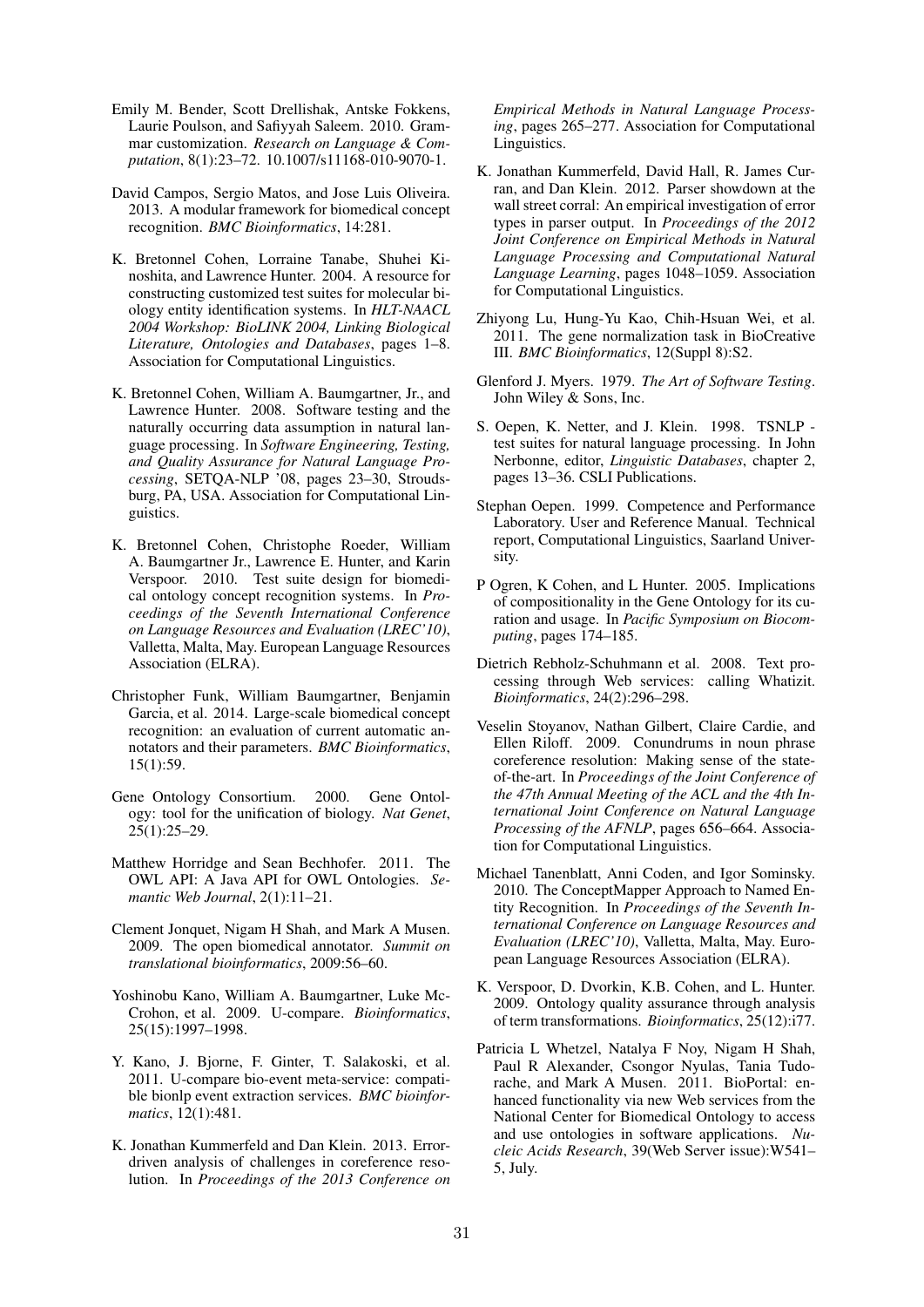Emily M. Bender, Scott Drellishak, Antske Fokkens, Laurie Poulson, and Safiyyah Saleem. 2010. Grammar customization. *Research on Language & Computation*, 8(1):23–72. 10.1007/s11168-010-9070-1.

David Campos, Sergio Matos, and Jose Luis Oliveira. 2013. A modular framework for biomedical concept recognition. *BMC Bioinformatics*, 14:281.

K. Bretonnel Cohen, Lorraine Tanabe, Shuhei Kinoshita, and Lawrence Hunter. 2004. A resource for constructing customized test suites for molecular biology entity identification systems. In *HLT-NAACL 2004 Workshop: BioLINK 2004, Linking Biological Literature, Ontologies and Databases*, pages 1–8. Association for Computational Linguistics.

K. Bretonnel Cohen, William A. Baumgartner, Jr., and Lawrence Hunter. 2008. Software testing and the naturally occurring data assumption in natural language processing. In *Software Engineering, Testing, and Quality Assurance for Natural Language Processing*, SETQA-NLP '08, pages 23–30, Stroudsburg, PA, USA. Association for Computational Linguistics.

K. Bretonnel Cohen, Christophe Roeder, William A. Baumgartner Jr., Lawrence E. Hunter, and Karin Verspoor. 2010. Test suite design for biomedical ontology concept recognition systems. In *Proceedings of the Seventh International Conference on Language Resources and Evaluation (LREC'10)*, Valletta, Malta, May. European Language Resources Association (ELRA).

Christopher Funk, William Baumgartner, Benjamin Garcia, et al. 2014. Large-scale biomedical concept recognition: an evaluation of current automatic annotators and their parameters. *BMC Bioinformatics*, 15(1):59.

Gene Ontology Consortium. 2000. Gene Ontology: tool for the unification of biology. *Nat Genet*, 25(1):25–29.

Matthew Horridge and Sean Bechhofer. 2011. The OWL API: A Java API for OWL Ontologies. *Semantic Web Journal*, 2(1):11–21.

Clement Jonquet, Nigam H Shah, and Mark A Musen. 2009. The open biomedical annotator. *Summit on translational bioinformatics*, 2009:56–60.

Yoshinobu Kano, William A. Baumgartner, Luke McCrohon, et al. 2009. U-compare. *Bioinformatics*, 25(15):1997–1998.

Y. Kano, J. Bjorne, F. Ginter, T. Salakoski, et al. 2011. U-compare bio-event meta-service: compatible bionlp event extraction services. *BMC bioinformatics*, 12(1):481.

K. Jonathan Kummerfeld and Dan Klein. 2013. Error-driven analysis of challenges in coreference resolution. In *Proceedings of the 2013 Conference on Empirical Methods in Natural Language Processing*, pages 265–277. Association for Computational Linguistics.

K. Jonathan Kummerfeld, David Hall, R. James Curran, and Dan Klein. 2012. Parser showdown at the wall street corral: An empirical investigation of error types in parser output. In *Proceedings of the 2012 Joint Conference on Empirical Methods in Natural Language Processing and Computational Natural Language Learning*, pages 1048–1059. Association for Computational Linguistics.

Zhiyong Lu, Hung-Yu Kao, Chih-Hsuan Wei, et al. 2011. The gene normalization task in BioCreative III. *BMC Bioinformatics*, 12(Suppl 8):S2.

Glenford J. Myers. 1979. *The Art of Software Testing*. John Wiley & Sons, Inc.

S. Oepen, K. Netter, and J. Klein. 1998. TSNLP - test suites for natural language processing. In John Nerbonne, editor, *Linguistic Databases*, chapter 2, pages 13–36. CSLI Publications.

Stephan Oepen. 1999. Competence and Performance Laboratory. User and Reference Manual. Technical report, Computational Linguistics, Saarland University.

P Ogren, K Cohen, and L Hunter. 2005. Implications of compositionality in the Gene Ontology for its curation and usage. In *Pacific Symposium on Biocomputing*, pages 174–185.

Dietrich Rebholz-Schuhmann et al. 2008. Text processing through Web services: calling Whatizit. *Bioinformatics*, 24(2):296–298.

Veselin Stoyanov, Nathan Gilbert, Claire Cardie, and Ellen Riloff. 2009. Conundrums in noun phrase coreference resolution: Making sense of the state-of-the-art. In *Proceedings of the Joint Conference of the 47th Annual Meeting of the ACL and the 4th International Joint Conference on Natural Language Processing of the AFNLP*, pages 656–664. Association for Computational Linguistics.

Michael Tanenblatt, Anni Coden, and Igor Sominsky. 2010. The ConceptMapper Approach to Named Entity Recognition. In *Proceedings of the Seventh International Conference on Language Resources and Evaluation (LREC'10)*, Valletta, Malta, May. European Language Resources Association (ELRA).

K. Verspoor, D. Dvorkin, K.B. Cohen, and L. Hunter. 2009. Ontology quality assurance through analysis of term transformations. *Bioinformatics*, 25(12):i77.

Patricia L Whetzel, Natalya F Noy, Nigam H Shah, Paul R Alexander, Csongor Nyulas, Tania Tudorache, and Mark A Musen. 2011. BioPortal: enhanced functionality via new Web services from the National Center for Biomedical Ontology to access and use ontologies in software applications. *Nucleic Acids Research*, 39(Web Server issue):W541–5, July.